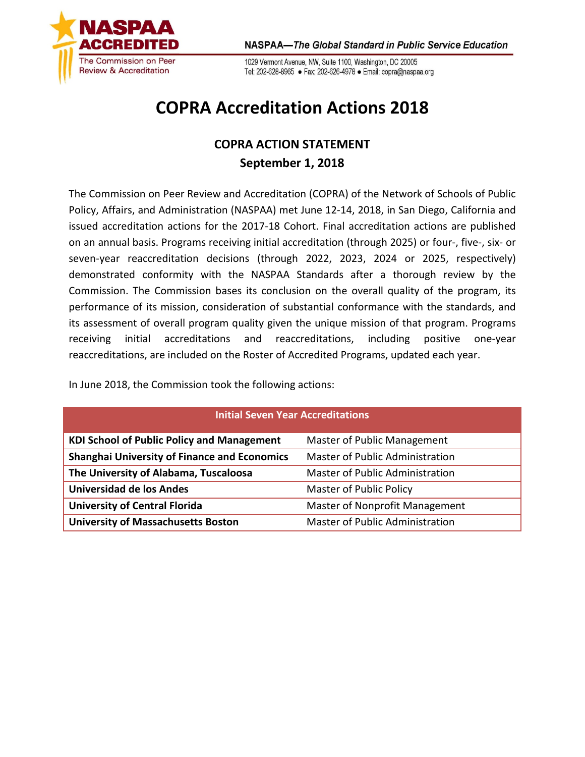NASPAA ACCREDITED
The Commission on Peer Review & Accreditation

NASPAA—*The Global Standard in Public Service Education*

1029 Vermont Avenue, NW, Suite 1100, Washington, DC 20005
Tel: 202-628-8965 ● Fax: 202-626-4978 ● Email: copra@naspaa.org

# COPRA Accreditation Actions 2018

## COPRA ACTION STATEMENT
## September 1, 2018

The Commission on Peer Review and Accreditation (COPRA) of the Network of Schools of Public Policy, Affairs, and Administration (NASPAA) met June 12-14, 2018, in San Diego, California and issued accreditation actions for the 2017-18 Cohort. Final accreditation actions are published on an annual basis. Programs receiving initial accreditation (through 2025) or four-, five-, six- or seven-year reaccreditation decisions (through 2022, 2023, 2024 or 2025, respectively) demonstrated conformity with the NASPAA Standards after a thorough review by the Commission. The Commission bases its conclusion on the overall quality of the program, its performance of its mission, consideration of substantial conformance with the standards, and its assessment of overall program quality given the unique mission of that program. Programs receiving initial accreditations and reaccreditations, including positive one-year reaccreditations, are included on the Roster of Accredited Programs, updated each year.

In June 2018, the Commission took the following actions:

| Initial Seven Year Accreditations | |
|---|---|
| **KDI School of Public Policy and Management** | Master of Public Management |
| **Shanghai University of Finance and Economics** | Master of Public Administration |
| **The University of Alabama, Tuscaloosa** | Master of Public Administration |
| **Universidad de los Andes** | Master of Public Policy |
| **University of Central Florida** | Master of Nonprofit Management |
| **University of Massachusetts Boston** | Master of Public Administration |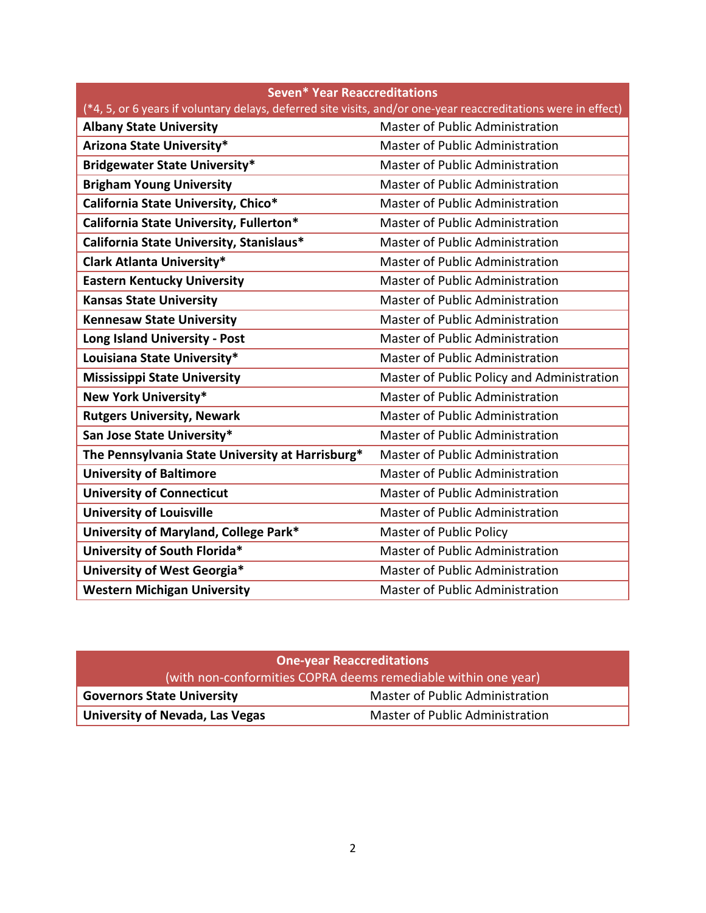| Seven* Year Reaccreditations (*4, 5, or 6 years if voluntary delays, deferred site visits, and/or one-year reaccreditations were in effect) | |
|---|---|
| **Albany State University** | Master of Public Administration |
| **Arizona State University*** | Master of Public Administration |
| **Bridgewater State University*** | Master of Public Administration |
| **Brigham Young University** | Master of Public Administration |
| **California State University, Chico*** | Master of Public Administration |
| **California State University, Fullerton*** | Master of Public Administration |
| **California State University, Stanislaus*** | Master of Public Administration |
| **Clark Atlanta University*** | Master of Public Administration |
| **Eastern Kentucky University** | Master of Public Administration |
| **Kansas State University** | Master of Public Administration |
| **Kennesaw State University** | Master of Public Administration |
| **Long Island University - Post** | Master of Public Administration |
| **Louisiana State University*** | Master of Public Administration |
| **Mississippi State University** | Master of Public Policy and Administration |
| **New York University*** | Master of Public Administration |
| **Rutgers University, Newark** | Master of Public Administration |
| **San Jose State University*** | Master of Public Administration |
| **The Pennsylvania State University at Harrisburg*** | Master of Public Administration |
| **University of Baltimore** | Master of Public Administration |
| **University of Connecticut** | Master of Public Administration |
| **University of Louisville** | Master of Public Administration |
| **University of Maryland, College Park*** | Master of Public Policy |
| **University of South Florida*** | Master of Public Administration |
| **University of West Georgia*** | Master of Public Administration |
| **Western Michigan University** | Master of Public Administration |

| One-year Reaccreditations (with non-conformities COPRA deems remediable within one year) | |
|---|---|
| **Governors State University** | Master of Public Administration |
| **University of Nevada, Las Vegas** | Master of Public Administration |